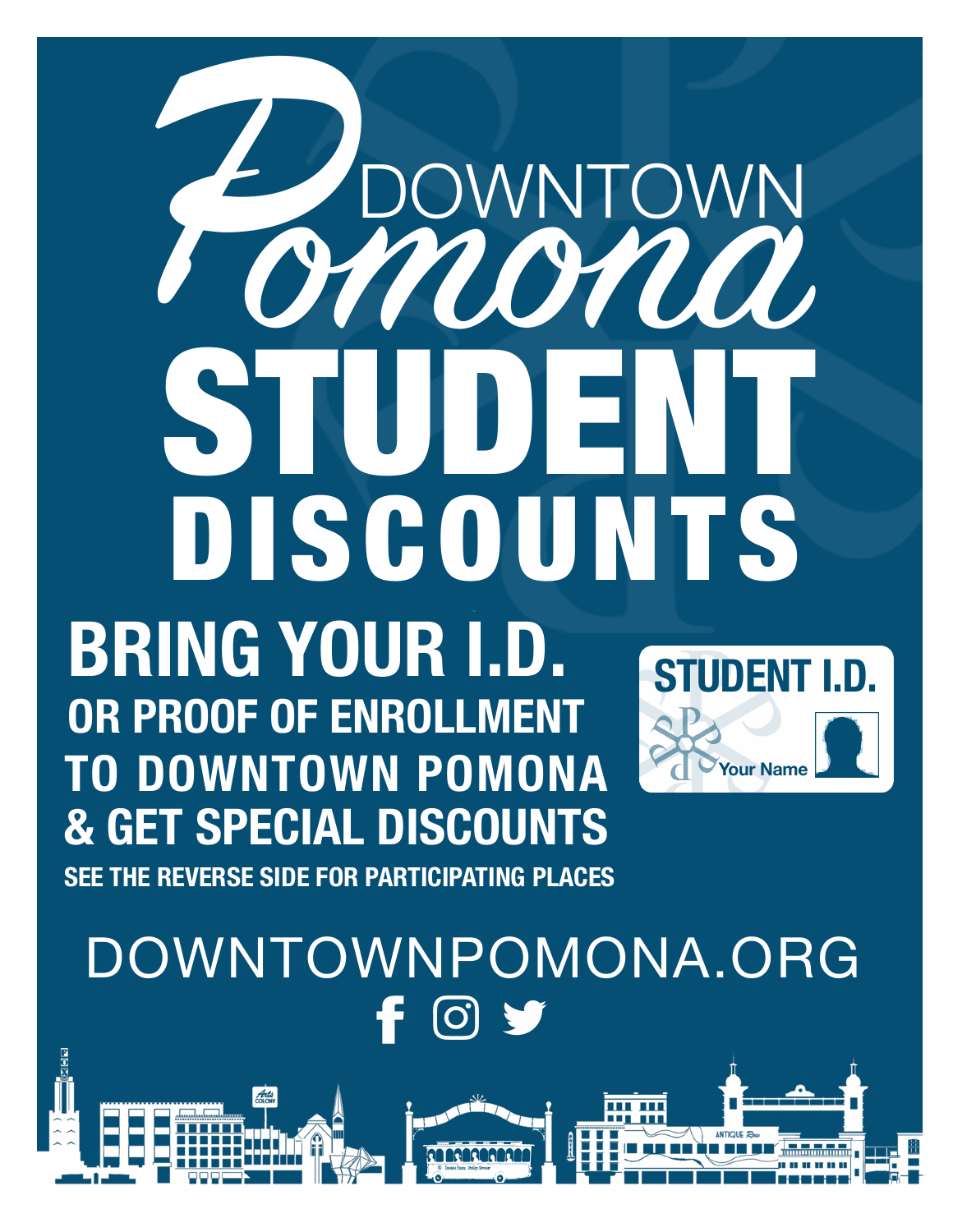# Downtown Pomona

# STUDENT DISCOUNTS

## BRING YOUR I.D.

### OR PROOF OF ENROLLMENT TO DOWNTOWN POMONA & GET SPECIAL DISCOUNTS

**SEE THE REVERSE SIDE FOR PARTICIPATING PLACES**

STUDENT I.D.

Your Name

DOWNTOWNPOMONA.ORG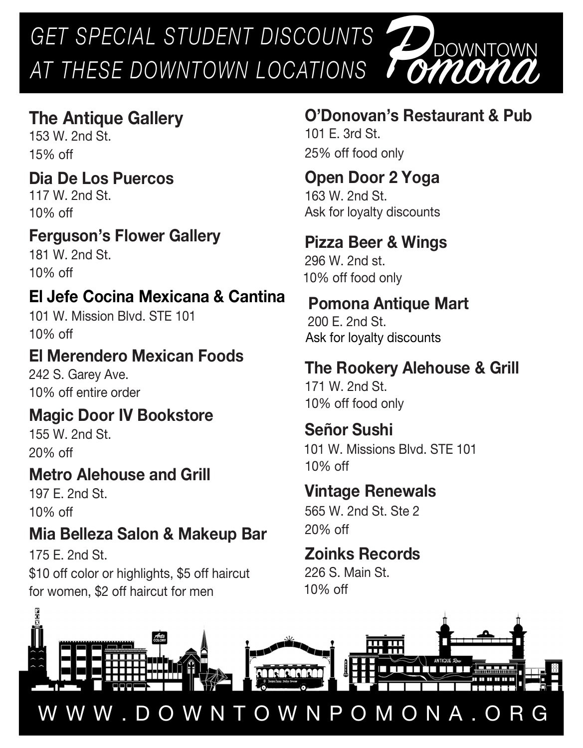# GET SPECIAL STUDENT DISCOUNTS AT THESE DOWNTOWN LOCATIONS

Pomona DOWNTOWN

**The Antique Gallery**
153 W. 2nd St.
15% off

**Dia De Los Puercos**
117 W. 2nd St.
10% off

**Ferguson's Flower Gallery**
181 W. 2nd St.
10% off

**El Jefe Cocina Mexicana & Cantina**
101 W. Mission Blvd. STE 101
10% off

**El Merendero Mexican Foods**
242 S. Garey Ave.
10% off entire order

**Magic Door IV Bookstore**
155 W. 2nd St.
20% off

**Metro Alehouse and Grill**
197 E. 2nd St.
10% off

**Mia Belleza Salon & Makeup Bar**
175 E. 2nd St.
$10 off color or highlights, $5 off haircut for women, $2 off haircut for men

**O'Donovan's Restaurant & Pub**
101 E. 3rd St.
25% off food only

**Open Door 2 Yoga**
163 W. 2nd St.
Ask for loyalty discounts

**Pizza Beer & Wings**
296 W. 2nd st.
10% off food only

**Pomona Antique Mart**
200 E. 2nd St.
Ask for loyalty discounts

**The Rookery Alehouse & Grill**
171 W. 2nd St.
10% off food only

**Señor Sushi**
101 W. Missions Blvd. STE 101
10% off

**Vintage Renewals**
565 W. 2nd St. Ste 2
20% off

**Zoinks Records**
226 S. Main St.
10% off

WWW.DOWNTOWNPOMONA.ORG